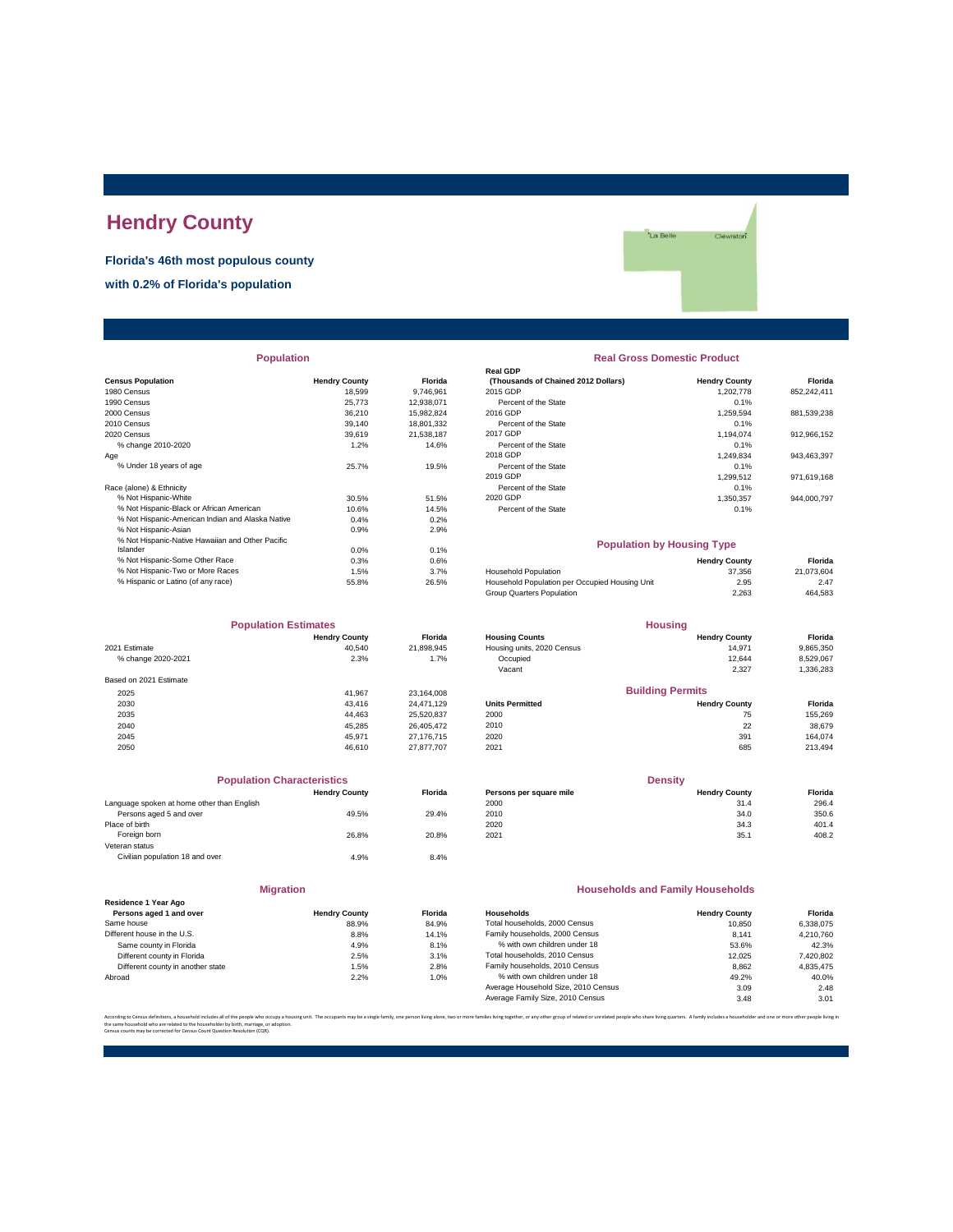# Hendry County

**Florida's 46th most populous county**

**with 0.2% of Florida's population**

## Population

| Census Population | Hendry County | Florida |
|---|---|---|
| 1980 Census | 18,599 | 9,746,961 |
| 1990 Census | 25,773 | 12,938,071 |
| 2000 Census | 36,210 | 15,982,824 |
| 2010 Census | 39,140 | 18,801,332 |
| 2020 Census | 39,619 | 21,538,187 |
| % change 2010-2020 | 1.2% | 14.6% |
| Age | | |
| % Under 18 years of age | 25.7% | 19.5% |
| Race (alone) & Ethnicity | | |
| % Not Hispanic-White | 30.5% | 51.5% |
| % Not Hispanic-Black or African American | 10.6% | 14.5% |
| % Not Hispanic-American Indian and Alaska Native | 0.4% | 0.2% |
| % Not Hispanic-Asian | 0.9% | 2.9% |
| % Not Hispanic-Native Hawaiian and Other Pacific Islander | 0.0% | 0.1% |
| % Not Hispanic-Some Other Race | 0.3% | 0.6% |
| % Not Hispanic-Two or More Races | 1.5% | 3.7% |
| % Hispanic or Latino (of any race) | 55.8% | 26.5% |

## Real Gross Domestic Product

| Real GDP (Thousands of Chained 2012 Dollars) | Hendry County | Florida |
|---|---|---|
| 2015 GDP | 1,202,778 | 852,242,411 |
| Percent of the State | 0.1% | |
| 2016 GDP | 1,259,594 | 881,539,238 |
| Percent of the State | 0.1% | |
| 2017 GDP | 1,194,074 | 912,966,152 |
| Percent of the State | 0.1% | |
| 2018 GDP | 1,249,834 | 943,463,397 |
| Percent of the State | 0.1% | |
| 2019 GDP | 1,299,512 | 971,619,168 |
| Percent of the State | 0.1% | |
| 2020 GDP | 1,350,357 | 944,000,797 |
| Percent of the State | 0.1% | |

## Population by Housing Type

| | Hendry County | Florida |
|---|---|---|
| Household Population | 37,356 | 21,073,604 |
| Household Population per Occupied Housing Unit | 2.95 | 2.47 |
| Group Quarters Population | 2,263 | 464,583 |

## Population Estimates

| | Hendry County | Florida |
|---|---|---|
| 2021 Estimate | 40,540 | 21,898,945 |
| % change 2020-2021 | 2.3% | 1.7% |
| Based on 2021 Estimate | | |
| 2025 | 41,967 | 23,164,008 |
| 2030 | 43,416 | 24,471,129 |
| 2035 | 44,463 | 25,520,837 |
| 2040 | 45,285 | 26,405,472 |
| 2045 | 45,971 | 27,176,715 |
| 2050 | 46,610 | 27,877,707 |

## Housing

| Housing Counts | Hendry County | Florida |
|---|---|---|
| Housing units, 2020 Census | 14,971 | 9,865,350 |
| Occupied | 12,644 | 8,529,067 |
| Vacant | 2,327 | 1,336,283 |

## Building Permits

| Units Permitted | Hendry County | Florida |
|---|---|---|
| 2000 | 75 | 155,269 |
| 2010 | 22 | 38,679 |
| 2020 | 391 | 164,074 |
| 2021 | 685 | 213,494 |

## Population Characteristics

| | Hendry County | Florida |
|---|---|---|
| Language spoken at home other than English | | |
| Persons aged 5 and over | 49.5% | 29.4% |
| Place of birth | | |
| Foreign born | 26.8% | 20.8% |
| Veteran status | | |
| Civilian population 18 and over | 4.9% | 8.4% |

## Density

| Persons per square mile | Hendry County | Florida |
|---|---|---|
| 2000 | 31.4 | 296.4 |
| 2010 | 34.0 | 350.6 |
| 2020 | 34.3 | 401.4 |
| 2021 | 35.1 | 408.2 |

## Migration

| Residence 1 Year Ago Persons aged 1 and over | Hendry County | Florida |
|---|---|---|
| Same house | 88.9% | 84.9% |
| Different house in the U.S. | 8.8% | 14.1% |
| Same county in Florida | 4.9% | 8.1% |
| Different county in Florida | 2.5% | 3.1% |
| Different county in another state | 1.5% | 2.8% |
| Abroad | 2.2% | 1.0% |

## Households and Family Households

| Households | Hendry County | Florida |
|---|---|---|
| Total households, 2000 Census | 10,850 | 6,338,075 |
| Family households, 2000 Census | 8,141 | 4,210,760 |
| % with own children under 18 | 53.6% | 42.3% |
| Total households, 2010 Census | 12,025 | 7,420,802 |
| Family households, 2010 Census | 8,862 | 4,835,475 |
| % with own children under 18 | 49.2% | 40.0% |
| Average Household Size, 2010 Census | 3.09 | 2.48 |
| Average Family Size, 2010 Census | 3.48 | 3.01 |

According to Census definitions, a household includes all of the people who occupy a housing unit. The occupants may be a single family, one person living alone, two or more families living together, or any other group of related or unrelated people who share living quarters. A family includes a householder and one or more other people living in the same household who are related to the householder by birth, marriage, or adoption.
Census counts may be corrected for Census Count Question Resolution (CQR).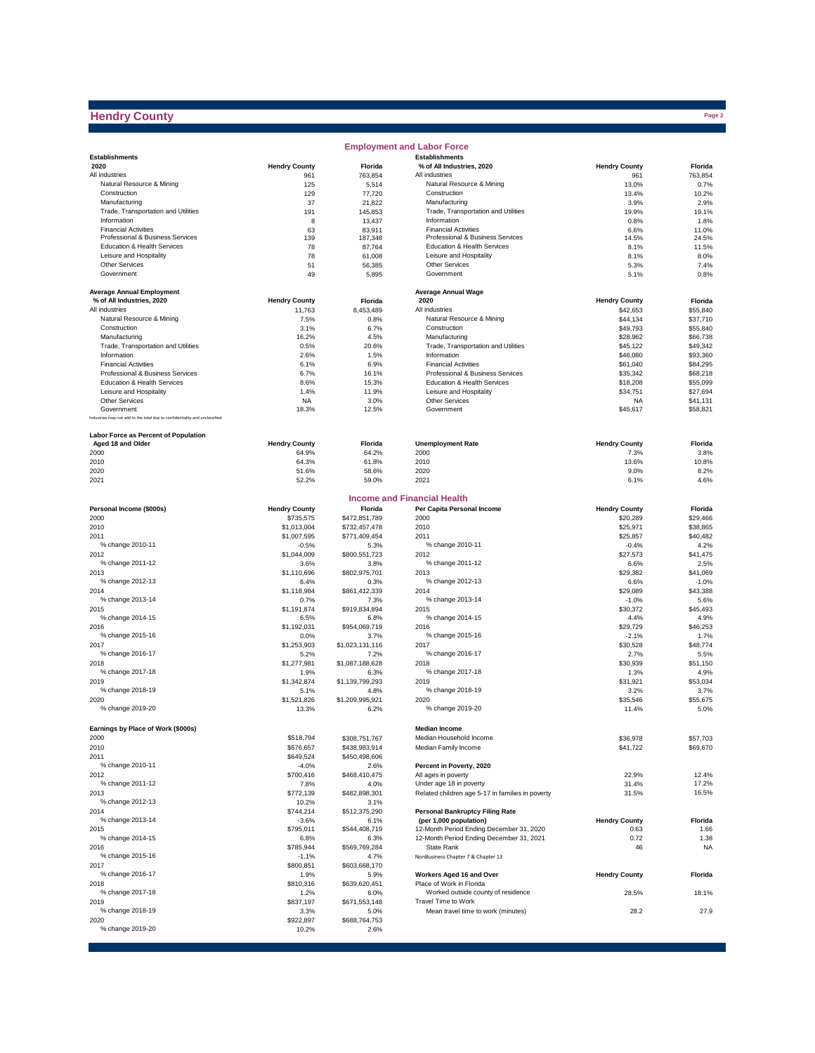# Hendry County

## Employment and Labor Force

| Establishments 2020 | Hendry County | Florida |
|---|---|---|
| All industries | 961 | 763,854 |
| Natural Resource & Mining | 125 | 5,514 |
| Construction | 129 | 77,720 |
| Manufacturing | 37 | 21,822 |
| Trade, Transportation and Utilities | 191 | 145,853 |
| Information | 8 | 13,437 |
| Financial Activities | 63 | 83,911 |
| Professional & Business Services | 139 | 187,348 |
| Education & Health Services | 78 | 87,764 |
| Leisure and Hospitality | 78 | 61,008 |
| Other Services | 51 | 56,385 |
| Government | 49 | 5,895 |

| Establishments % of All Industries, 2020 | Hendry County | Florida |
|---|---|---|
| All industries | 961 | 763,854 |
| Natural Resource & Mining | 13.0% | 0.7% |
| Construction | 13.4% | 10.2% |
| Manufacturing | 3.9% | 2.9% |
| Trade, Transportation and Utilities | 19.9% | 19.1% |
| Information | 0.8% | 1.8% |
| Financial Activities | 6.6% | 11.0% |
| Professional & Business Services | 14.5% | 24.5% |
| Education & Health Services | 8.1% | 11.5% |
| Leisure and Hospitality | 8.1% | 8.0% |
| Other Services | 5.3% | 7.4% |
| Government | 5.1% | 0.8% |

| Average Annual Employment % of All Industries, 2020 | Hendry County | Florida |
|---|---|---|
| All industries | 11,763 | 8,453,489 |
| Natural Resource & Mining | 7.5% | 0.8% |
| Construction | 3.1% | 6.7% |
| Manufacturing | 16.2% | 4.5% |
| Trade, Transportation and Utilities | 0.5% | 20.6% |
| Information | 2.6% | 1.5% |
| Financial Activities | 6.1% | 6.9% |
| Professional & Business Services | 6.7% | 16.1% |
| Education & Health Services | 8.6% | 15.3% |
| Leisure and Hospitality | 1.4% | 11.9% |
| Other Services | NA | 3.0% |
| Government | 18.3% | 12.5% |

Industries may not add to the total due to confidentiality and unclassified.

| Average Annual Wage 2020 | Hendry County | Florida |
|---|---|---|
| All industries | $42,653 | $55,840 |
| Natural Resource & Mining | $44,134 | $37,710 |
| Construction | $49,793 | $55,840 |
| Manufacturing | $28,962 | $66,738 |
| Trade, Transportation and Utilities | $45,122 | $49,342 |
| Information | $46,080 | $93,360 |
| Financial Activities | $61,040 | $84,295 |
| Professional & Business Services | $35,342 | $68,218 |
| Education & Health Services | $18,208 | $55,099 |
| Leisure and Hospitality | $34,751 | $27,694 |
| Other Services | NA | $41,131 |
| Government | $45,617 | $58,821 |

| Labor Force as Percent of Population Aged 18 and Older | Hendry County | Florida |
|---|---|---|
| 2000 | 64.9% | 64.2% |
| 2010 | 64.3% | 61.8% |
| 2020 | 51.6% | 58.6% |
| 2021 | 52.2% | 59.0% |

| Unemployment Rate | Hendry County | Florida |
|---|---|---|
| 2000 | 7.3% | 3.8% |
| 2010 | 13.6% | 10.8% |
| 2020 | 9.0% | 8.2% |
| 2021 | 6.1% | 4.6% |

## Income and Financial Health

| Personal Income ($000s) | Hendry County | Florida |
|---|---|---|
| 2000 | $735,575 | $472,851,789 |
| 2010 | $1,013,004 | $732,457,478 |
| 2011 | $1,007,595 | $771,409,454 |
| % change 2010-11 | -0.5% | 5.3% |
| 2012 | $1,044,009 | $800,551,723 |
| % change 2011-12 | 3.6% | 3.8% |
| 2013 | $1,110,696 | $802,975,701 |
| % change 2012-13 | 6.4% | 0.3% |
| 2014 | $1,118,984 | $861,412,339 |
| % change 2013-14 | 0.7% | 7.3% |
| 2015 | $1,191,874 | $919,834,894 |
| % change 2014-15 | 6.5% | 6.8% |
| 2016 | $1,192,031 | $954,069,719 |
| % change 2015-16 | 0.0% | 3.7% |
| 2017 | $1,253,903 | $1,023,131,116 |
| % change 2016-17 | 5.2% | 7.2% |
| 2018 | $1,277,981 | $1,087,188,628 |
| % change 2017-18 | 1.9% | 6.3% |
| 2019 | $1,342,874 | $1,139,799,293 |
| % change 2018-19 | 5.1% | 4.8% |
| 2020 | $1,521,826 | $1,209,995,921 |
| % change 2019-20 | 13.3% | 6.2% |

| Per Capita Personal Income | Hendry County | Florida |
|---|---|---|
| 2000 | $20,289 | $29,466 |
| 2010 | $25,971 | $38,865 |
| 2011 | $25,857 | $40,482 |
| % change 2010-11 | -0.4% | 4.2% |
| 2012 | $27,573 | $41,475 |
| % change 2011-12 | 6.6% | 2.5% |
| 2013 | $29,382 | $41,069 |
| % change 2012-13 | 6.6% | -1.0% |
| 2014 | $29,089 | $43,388 |
| % change 2013-14 | -1.0% | 5.6% |
| 2015 | $30,372 | $45,493 |
| % change 2014-15 | 4.4% | 4.9% |
| 2016 | $29,729 | $46,253 |
| % change 2015-16 | -2.1% | 1.7% |
| 2017 | $30,528 | $48,774 |
| % change 2016-17 | 2.7% | 5.5% |
| 2018 | $30,939 | $51,150 |
| % change 2017-18 | 1.3% | 4.9% |
| 2019 | $31,921 | $53,034 |
| % change 2018-19 | 3.2% | 3.7% |
| 2020 | $35,546 | $55,675 |
| % change 2019-20 | 11.4% | 5.0% |

| Earnings by Place of Work ($000s) | Hendry County | Florida |
|---|---|---|
| 2000 | $518,794 | $308,751,767 |
| 2010 | $676,657 | $438,983,914 |
| 2011 | $649,524 | $450,498,606 |
| % change 2010-11 | -4.0% | 2.6% |
| 2012 | $700,416 | $468,410,475 |
| % change 2011-12 | 7.8% | 4.0% |
| 2013 | $772,139 | $482,898,301 |
| % change 2012-13 | 10.2% | 3.1% |
| 2014 | $744,214 | $512,375,290 |
| % change 2013-14 | -3.6% | 6.1% |
| 2015 | $795,011 | $544,408,719 |
| % change 2014-15 | 6.8% | 6.3% |
| 2016 | $785,944 | $569,769,284 |
| % change 2015-16 | -1.1% | 4.7% |
| 2017 | $800,851 | $603,668,170 |
| % change 2016-17 | 1.9% | 5.9% |
| 2018 | $810,316 | $639,620,451 |
| % change 2017-18 | 1.2% | 6.0% |
| 2019 | $837,197 | $671,553,148 |
| % change 2018-19 | 3.3% | 5.0% |
| 2020 | $922,897 | $688,764,753 |
| % change 2019-20 | 10.2% | 2.6% |

| Median Income | Hendry County | Florida |
|---|---|---|
| Median Household Income | $36,978 | $57,703 |
| Median Family Income | $41,722 | $69,670 |

| Percent in Poverty, 2020 | Hendry County | Florida |
|---|---|---|
| All ages in poverty | 22.9% | 12.4% |
| Under age 18 in poverty | 31.4% | 17.2% |
| Related children age 5-17 in families in poverty | 31.5% | 16.5% |

| Personal Bankruptcy Filing Rate (per 1,000 population) | Hendry County | Florida |
|---|---|---|
| 12-Month Period Ending December 31, 2020 | 0.63 | 1.66 |
| 12-Month Period Ending December 31, 2021 | 0.72 | 1.38 |
| State Rank | 46 | NA |

NonBusiness Chapter 7 & Chapter 13

| Workers Aged 16 and Over | Hendry County | Florida |
|---|---|---|
| Place of Work in Florida | | |
| Worked outside county of residence | 28.5% | 18.1% |
| Travel Time to Work | | |
| Mean travel time to work (minutes) | 28.2 | 27.9 |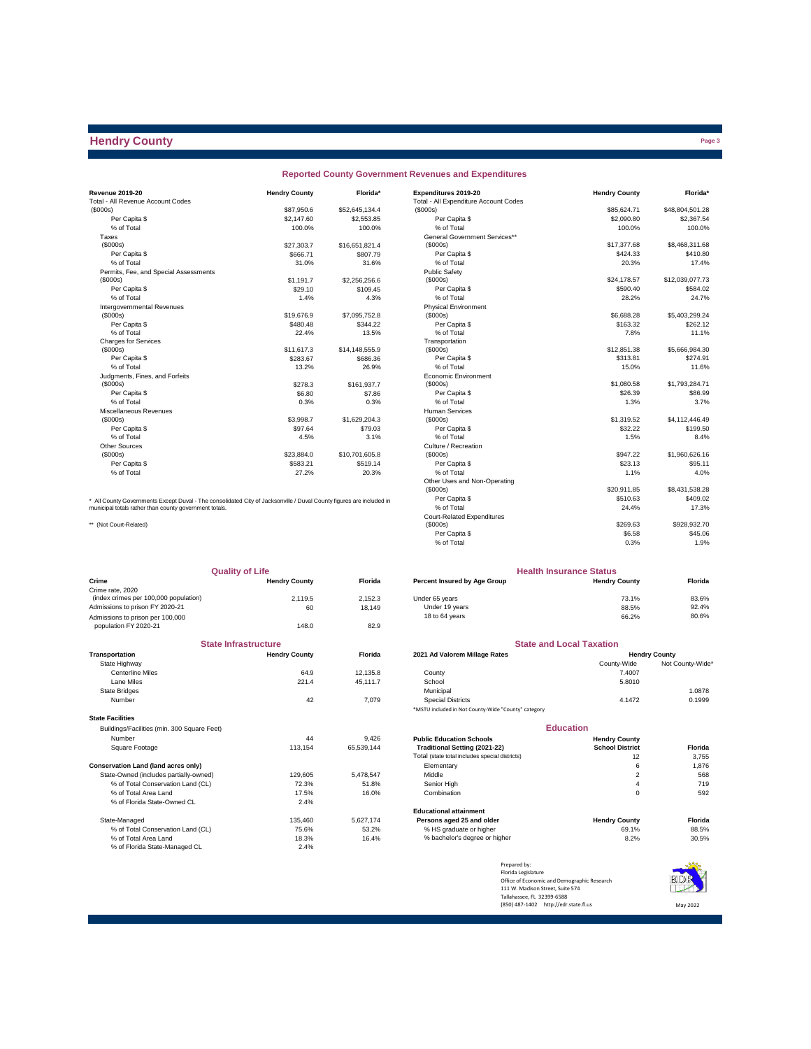# Hendry County

## Reported County Government Revenues and Expenditures

| Revenue 2019-20 | Hendry County | Florida* |
|---|---|---|
| Total - All Revenue Account Codes | | |
| ($000s) | $87,950.6 | $52,645,134.4 |
| Per Capita $ | $2,147.60 | $2,553.85 |
| % of Total | 100.0% | 100.0% |
| Taxes | | |
| ($000s) | $27,303.7 | $16,651,821.4 |
| Per Capita $ | $666.71 | $807.79 |
| % of Total | 31.0% | 31.6% |
| Permits, Fee, and Special Assessments | | |
| ($000s) | $1,191.7 | $2,256,256.6 |
| Per Capita $ | $29.10 | $109.45 |
| % of Total | 1.4% | 4.3% |
| Intergovernmental Revenues | | |
| ($000s) | $19,676.9 | $7,095,752.8 |
| Per Capita $ | $480.48 | $344.22 |
| % of Total | 22.4% | 13.5% |
| Charges for Services | | |
| ($000s) | $11,617.3 | $14,148,555.9 |
| Per Capita $ | $283.67 | $686.36 |
| % of Total | 13.2% | 26.9% |
| Judgments, Fines, and Forfeits | | |
| ($000s) | $278.3 | $161,937.7 |
| Per Capita $ | $6.80 | $7.86 |
| % of Total | 0.3% | 0.3% |
| Miscellaneous Revenues | | |
| ($000s) | $3,998.7 | $1,629,204.3 |
| Per Capita $ | $97.64 | $79.03 |
| % of Total | 4.5% | 3.1% |
| Other Sources | | |
| ($000s) | $23,884.0 | $10,701,605.8 |
| Per Capita $ | $583.21 | $519.14 |
| % of Total | 27.2% | 20.3% |

\* All County Governments Except Duval - The consolidated City of Jacksonville / Duval County figures are included in municipal totals rather than county government totals.

** (Not Court-Related)

| Expenditures 2019-20 | Hendry County | Florida* |
|---|---|---|
| Total - All Expenditure Account Codes | | |
| ($000s) | $85,624.71 | $48,804,501.28 |
| Per Capita $ | $2,090.80 | $2,367.54 |
| % of Total | 100.0% | 100.0% |
| General Government Services** | | |
| ($000s) | $17,377.68 | $8,468,311.68 |
| Per Capita $ | $424.33 | $410.80 |
| % of Total | 20.3% | 17.4% |
| Public Safety | | |
| ($000s) | $24,178.57 | $12,039,077.73 |
| Per Capita $ | $590.40 | $584.02 |
| % of Total | 28.2% | 24.7% |
| Physical Environment | | |
| ($000s) | $6,688.28 | $5,403,299.24 |
| Per Capita $ | $163.32 | $262.12 |
| % of Total | 7.8% | 11.1% |
| Transportation | | |
| ($000s) | $12,851.38 | $5,666,984.30 |
| Per Capita $ | $313.81 | $274.91 |
| % of Total | 15.0% | 11.6% |
| Economic Environment | | |
| ($000s) | $1,080.58 | $1,793,284.71 |
| Per Capita $ | $26.39 | $86.99 |
| % of Total | 1.3% | 3.7% |
| Human Services | | |
| ($000s) | $1,319.52 | $4,112,446.49 |
| Per Capita $ | $32.22 | $199.50 |
| % of Total | 1.5% | 8.4% |
| Culture / Recreation | | |
| ($000s) | $947.22 | $1,960,626.16 |
| Per Capita $ | $23.13 | $95.11 |
| % of Total | 1.1% | 4.0% |
| Other Uses and Non-Operating | | |
| ($000s) | $20,911.85 | $8,431,538.28 |
| Per Capita $ | $510.63 | $409.02 |
| % of Total | 24.4% | 17.3% |
| Court-Related Expenditures | | |
| ($000s) | $269.63 | $928,932.70 |
| Per Capita $ | $6.58 | $45.06 |
| % of Total | 0.3% | 1.9% |

## Quality of Life

| Crime | Hendry County | Florida |
|---|---|---|
| Crime rate, 2020 (index crimes per 100,000 population) | 2,119.5 | 2,152.3 |
| Admissions to prison FY 2020-21 | 60 | 18,149 |
| Admissions to prison per 100,000 population FY 2020-21 | 148.0 | 82.9 |

## Health Insurance Status

| Percent Insured by Age Group | Hendry County | Florida |
|---|---|---|
| Under 65 years | 73.1% | 83.6% |
| Under 19 years | 88.5% | 92.4% |
| 18 to 64 years | 66.2% | 80.6% |

## State Infrastructure

| Transportation | Hendry County | Florida |
|---|---|---|
| State Highway | | |
| Centerline Miles | 64.9 | 12,135.8 |
| Lane Miles | 221.4 | 45,111.7 |
| State Bridges | | |
| Number | 42 | 7,079 |

| State Facilities | Hendry County | Florida |
|---|---|---|
| Buildings/Facilities (min. 300 Square Feet) | | |
| Number | 44 | 9,426 |
| Square Footage | 113,154 | 65,539,144 |

| Conservation Land (land acres only) | Hendry County | Florida |
|---|---|---|
| State-Owned (includes partially-owned) | 129,605 | 5,478,547 |
| % of Total Conservation Land (CL) | 72.3% | 51.8% |
| % of Total Area Land | 17.5% | 16.0% |
| % of Florida State-Owned CL | 2.4% | |
| State-Managed | 135,460 | 5,627,174 |
| % of Total Conservation Land (CL) | 75.6% | 53.2% |
| % of Total Area Land | 18.3% | 16.4% |
| % of Florida State-Managed CL | 2.4% | |

## State and Local Taxation

| 2021 Ad Valorem Millage Rates | Hendry County County-Wide | Hendry County Not County-Wide* |
|---|---|---|
| County | 7.4007 | |
| School | 5.8010 | |
| Municipal | | 1.0878 |
| Special Districts | 4.1472 | 0.1999 |

*MSTU included in Not County-Wide "County" category

## Education

| Public Education Schools Traditional Setting (2021-22) | Hendry County School District | Florida |
|---|---|---|
| Total (state total includes special districts) | 12 | 3,755 |
| Elementary | 6 | 1,876 |
| Middle | 2 | 568 |
| Senior High | 4 | 719 |
| Combination | 0 | 592 |

| Educational attainment Persons aged 25 and older | Hendry County | Florida |
|---|---|---|
| % HS graduate or higher | 69.1% | 88.5% |
| % bachelor's degree or higher | 8.2% | 30.5% |

Prepared by:
Florida Legislature
Office of Economic and Demographic Research
111 W. Madison Street, Suite 574
Tallahassee, FL 32399-6588
(850) 487-1402 http://edr.state.fl.us

May 2022